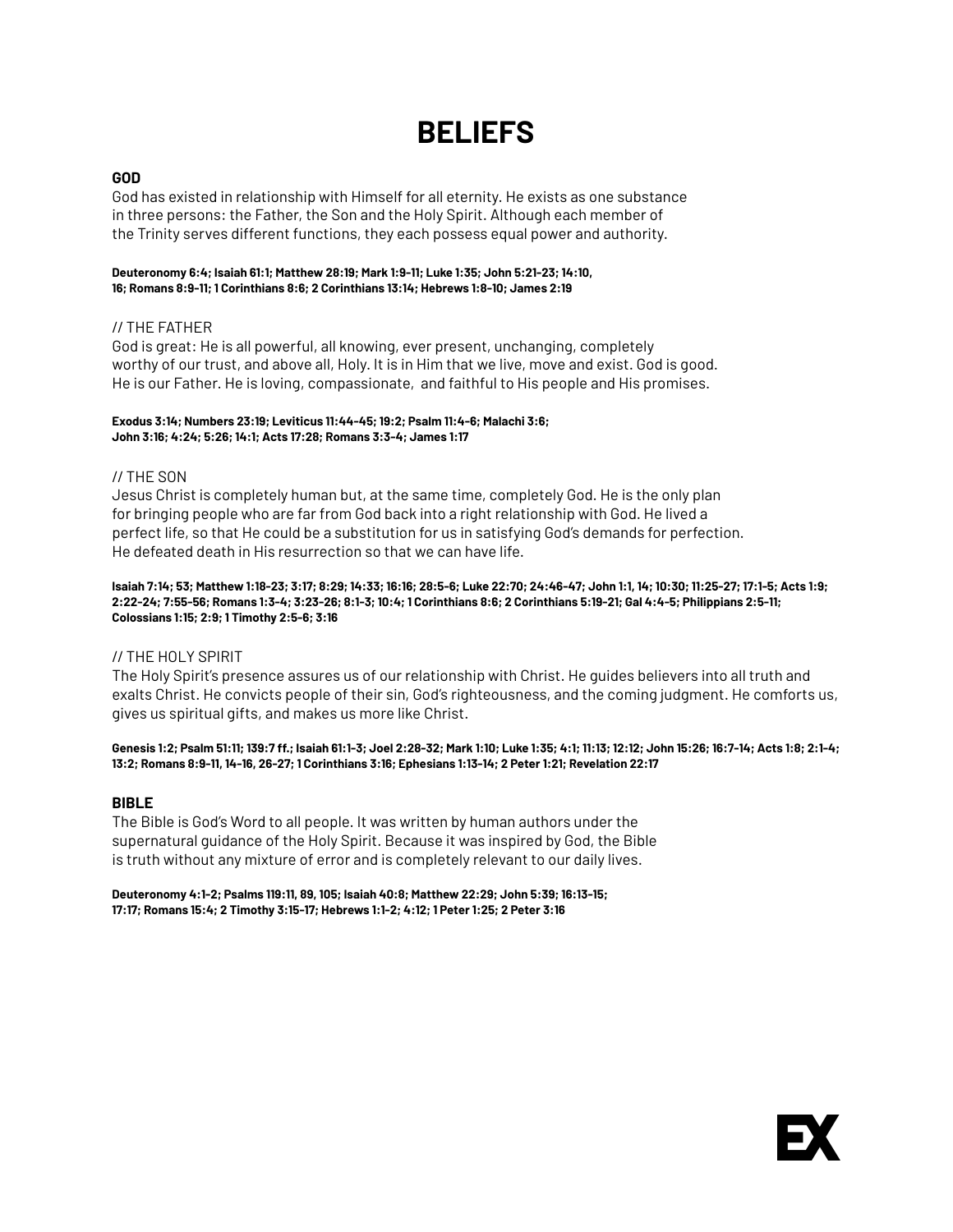# BELIEFS

## GOD

God has existed in relationship with Himself for all eternity. He exists as one substance in three persons: the Father, the Son and the Holy Spirit. Although each member of the Trinity serves different functions, they each possess equal power and authority.

**Deuteronomy 6:4; Isaiah 61:1; Matthew 28:19; Mark 1:9-11; Luke 1:35; John 5:21-23; 14:10, 16; Romans 8:9-11; 1 Corinthians 8:6; 2 Corinthians 13:14; Hebrews 1:8-10; James 2:19**

### // THE FATHER

God is great: He is all powerful, all knowing, ever present, unchanging, completely worthy of our trust, and above all, Holy. It is in Him that we live, move and exist. God is good. He is our Father. He is loving, compassionate, and faithful to His people and His promises.

**Exodus 3:14; Numbers 23:19; Leviticus 11:44-45; 19:2; Psalm 11:4-6; Malachi 3:6; John 3:16; 4:24; 5:26; 14:1; Acts 17:28; Romans 3:3-4; James 1:17**

### // THE SON

Jesus Christ is completely human but, at the same time, completely God. He is the only plan for bringing people who are far from God back into a right relationship with God. He lived a perfect life, so that He could be a substitution for us in satisfying God's demands for perfection. He defeated death in His resurrection so that we can have life.

**Isaiah 7:14; 53; Matthew 1:18-23; 3:17; 8:29; 14:33; 16:16; 28:5-6; Luke 22:70; 24:46-47; John 1:1, 14; 10:30; 11:25-27; 17:1-5; Acts 1:9; 2:22-24; 7:55-56; Romans 1:3-4; 3:23-26; 8:1-3; 10:4; 1 Corinthians 8:6; 2 Corinthians 5:19-21; Gal 4:4-5; Philippians 2:5-11; Colossians 1:15; 2:9; 1 Timothy 2:5-6; 3:16**

### // THE HOLY SPIRIT

The Holy Spirit's presence assures us of our relationship with Christ. He guides believers into all truth and exalts Christ. He convicts people of their sin, God's righteousness, and the coming judgment. He comforts us, gives us spiritual gifts, and makes us more like Christ.

**Genesis 1:2; Psalm 51:11; 139:7 ff.; Isaiah 61:1-3; Joel 2:28-32; Mark 1:10; Luke 1:35; 4:1; 11:13; 12:12; John 15:26; 16:7-14; Acts 1:8; 2:1-4; 13:2; Romans 8:9-11, 14-16, 26-27; 1 Corinthians 3:16; Ephesians 1:13-14; 2 Peter 1:21; Revelation 22:17**

## BIBLE

The Bible is God's Word to all people. It was written by human authors under the supernatural guidance of the Holy Spirit. Because it was inspired by God, the Bible is truth without any mixture of error and is completely relevant to our daily lives.

**Deuteronomy 4:1-2; Psalms 119:11, 89, 105; Isaiah 40:8; Matthew 22:29; John 5:39; 16:13-15; 17:17; Romans 15:4; 2 Timothy 3:15-17; Hebrews 1:1-2; 4:12; 1 Peter 1:25; 2 Peter 3:16**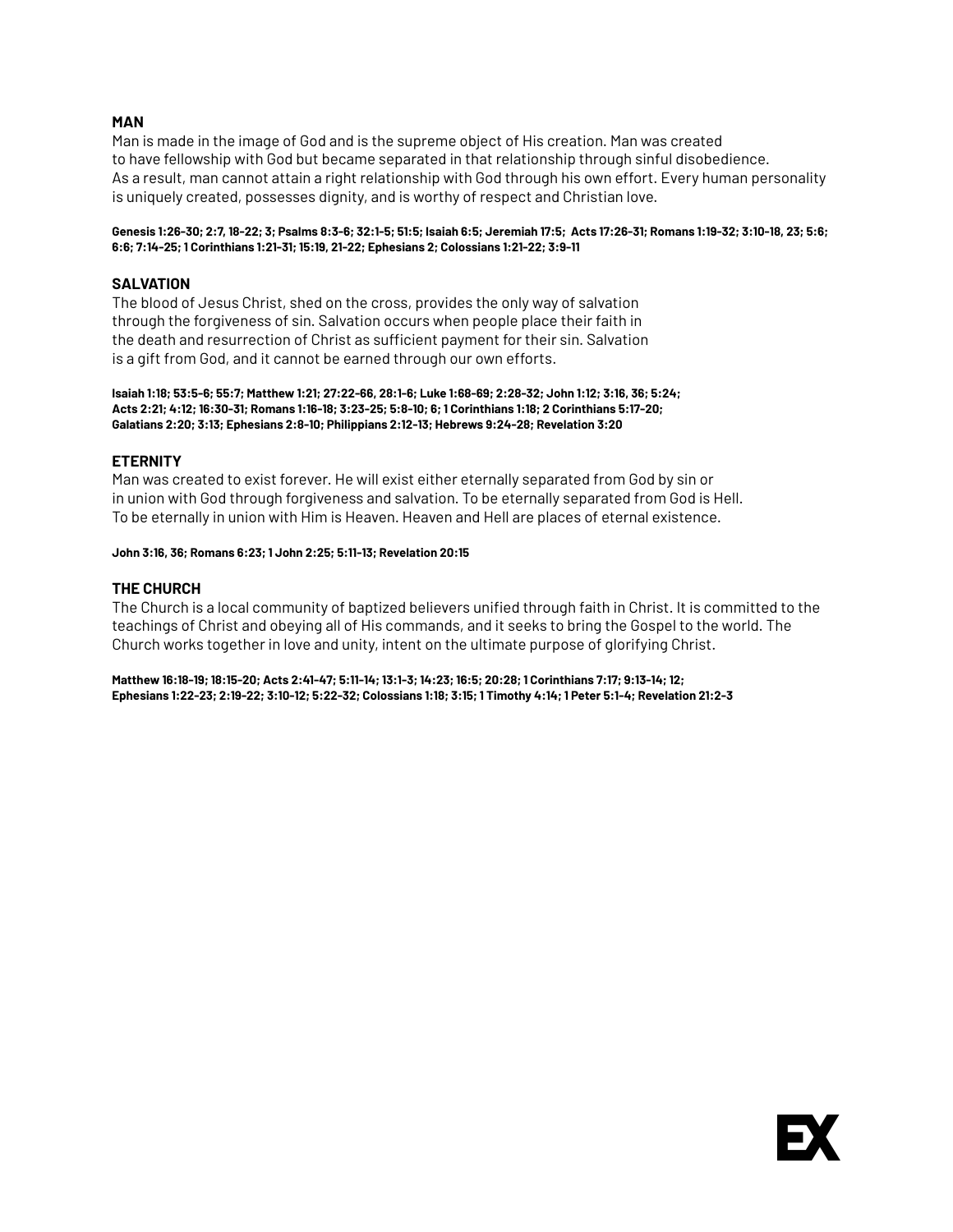## MAN

Man is made in the image of God and is the supreme object of His creation. Man was created to have fellowship with God but became separated in that relationship through sinful disobedience. As a result, man cannot attain a right relationship with God through his own effort. Every human personality is uniquely created, possesses dignity, and is worthy of respect and Christian love.

**Genesis 1:26-30; 2:7, 18-22; 3; Psalms 8:3-6; 32:1-5; 51:5; Isaiah 6:5; Jeremiah 17:5; Acts 17:26-31; Romans 1:19-32; 3:10-18, 23; 5:6; 6:6; 7:14-25; 1 Corinthians 1:21-31; 15:19, 21-22; Ephesians 2; Colossians 1:21-22; 3:9-11**

## SALVATION

The blood of Jesus Christ, shed on the cross, provides the only way of salvation through the forgiveness of sin. Salvation occurs when people place their faith in the death and resurrection of Christ as sufficient payment for their sin. Salvation is a gift from God, and it cannot be earned through our own efforts.

**Isaiah 1:18; 53:5-6; 55:7; Matthew 1:21; 27:22-66, 28:1-6; Luke 1:68-69; 2:28-32; John 1:12; 3:16, 36; 5:24; Acts 2:21; 4:12; 16:30-31; Romans 1:16-18; 3:23-25; 5:8-10; 6; 1 Corinthians 1:18; 2 Corinthians 5:17-20; Galatians 2:20; 3:13; Ephesians 2:8-10; Philippians 2:12-13; Hebrews 9:24-28; Revelation 3:20**

## ETERNITY

Man was created to exist forever. He will exist either eternally separated from God by sin or in union with God through forgiveness and salvation. To be eternally separated from God is Hell. To be eternally in union with Him is Heaven. Heaven and Hell are places of eternal existence.

**John 3:16, 36; Romans 6:23; 1 John 2:25; 5:11-13; Revelation 20:15**

## THE CHURCH

The Church is a local community of baptized believers unified through faith in Christ. It is committed to the teachings of Christ and obeying all of His commands, and it seeks to bring the Gospel to the world. The Church works together in love and unity, intent on the ultimate purpose of glorifying Christ.

**Matthew 16:18-19; 18:15-20; Acts 2:41-47; 5:11-14; 13:1-3; 14:23; 16:5; 20:28; 1 Corinthians 7:17; 9:13-14; 12; Ephesians 1:22-23; 2:19-22; 3:10-12; 5:22-32; Colossians 1:18; 3:15; 1 Timothy 4:14; 1 Peter 5:1-4; Revelation 21:2-3**